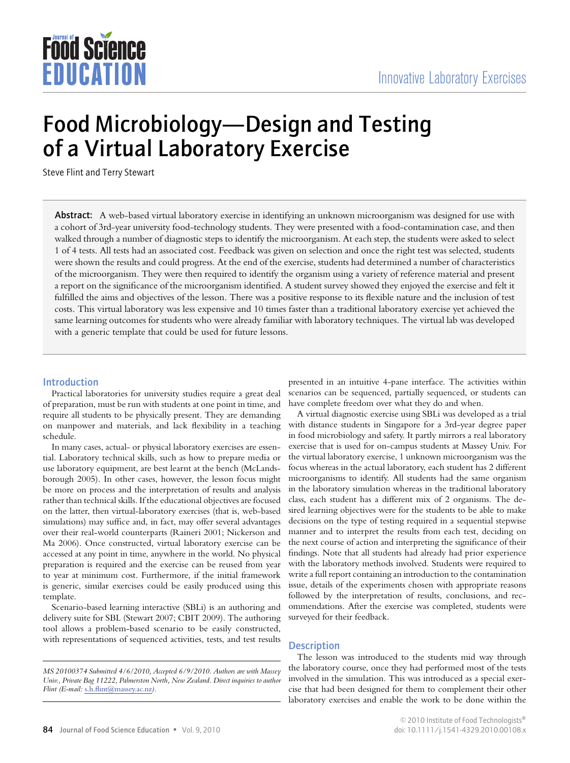# Food Microbiology—Design and Testing of a Virtual Laboratory Exercise

Steve Flint and Terry Stewart

**Abstract:** A web-based virtual laboratory exercise in identifying an unknown microorganism was designed for use with a cohort of 3rd-year university food-technology students. They were presented with a food-contamination case, and then walked through a number of diagnostic steps to identify the microorganism. At each step, the students were asked to select 1 of 4 tests. All tests had an associated cost. Feedback was given on selection and once the right test was selected, students were shown the results and could progress. At the end of the exercise, students had determined a number of characteristics of the microorganism. They were then required to identify the organism using a variety of reference material and present a report on the significance of the microorganism identified. A student survey showed they enjoyed the exercise and felt it fulfilled the aims and objectives of the lesson. There was a positive response to its flexible nature and the inclusion of test costs. This virtual laboratory was less expensive and 10 times faster than a traditional laboratory exercise yet achieved the same learning outcomes for students who were already familiar with laboratory techniques. The virtual lab was developed with a generic template that could be used for future lessons.

## Introduction

Practical laboratories for university studies require a great deal of preparation, must be run with students at one point in time, and require all students to be physically present. They are demanding on manpower and materials, and lack flexibility in a teaching schedule.

In many cases, actual- or physical laboratory exercises are essential. Laboratory technical skills, such as how to prepare media or use laboratory equipment, are best learnt at the bench (McLandsborough 2005). In other cases, however, the lesson focus might be more on process and the interpretation of results and analysis rather than technical skills. If the educational objectives are focused on the latter, then virtual-laboratory exercises (that is, web-based simulations) may suffice and, in fact, may offer several advantages over their real-world counterparts (Raineri 2001; Nickerson and Ma 2006). Once constructed, virtual laboratory exercise can be accessed at any point in time, anywhere in the world. No physical preparation is required and the exercise can be reused from year to year at minimum cost. Furthermore, if the initial framework is generic, similar exercises could be easily produced using this template.

Scenario-based learning interactive (SBLi) is an authoring and delivery suite for SBL (Stewart 2007; CBIT 2009). The authoring tool allows a problem-based scenario to be easily constructed, with representations of sequenced activities, tests, and test results presented in an intuitive 4-pane interface. The activities within scenarios can be sequenced, partially sequenced, or students can have complete freedom over what they do and when.

A virtual diagnostic exercise using SBLi was developed as a trial with distance students in Singapore for a 3rd-year degree paper in food microbiology and safety. It partly mirrors a real laboratory exercise that is used for on-campus students at Massey Univ. For the virtual laboratory exercise, 1 unknown microorganism was the focus whereas in the actual laboratory, each student has 2 different microorganisms to identify. All students had the same organism in the laboratory simulation whereas in the traditional laboratory class, each student has a different mix of 2 organisms. The desired learning objectives were for the students to be able to make decisions on the type of testing required in a sequential stepwise manner and to interpret the results from each test, deciding on the next course of action and interpreting the significance of their findings. Note that all students had already had prior experience with the laboratory methods involved. Students were required to write a full report containing an introduction to the contamination issue, details of the experiments chosen with appropriate reasons followed by the interpretation of results, conclusions, and recommendations. After the exercise was completed, students were surveyed for their feedback.

*MS 20100374 Submitted 4/6/2010, Accepted 6/9/2010. Authors are with Massey Univ., Private Bag 11222, Palmerston North, New Zealand. Direct inquiries to author Flint (E-mail: s.h.flint@massey.ac.nz).*

## Description

The lesson was introduced to the students mid way through the laboratory course, once they had performed most of the tests involved in the simulation. This was introduced as a special exercise that had been designed for them to complement their other laboratory exercises and enable the work to be done within the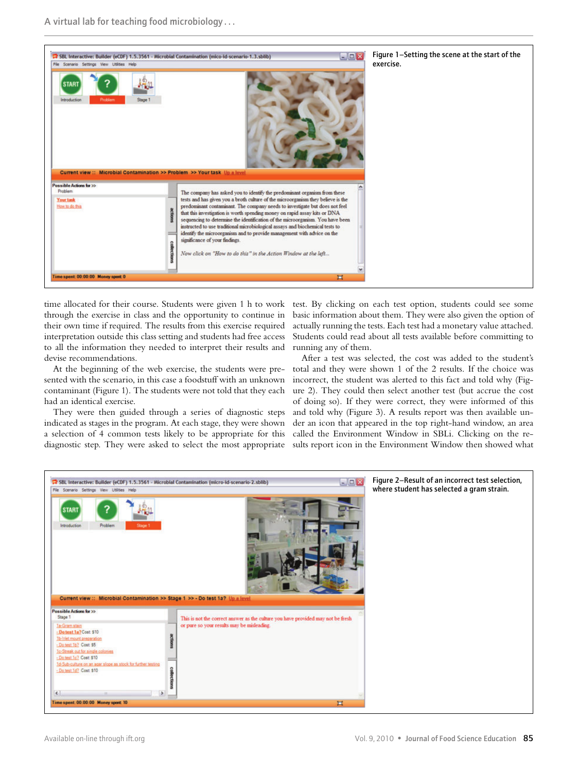Figure 1–Setting the scene at the start of the exercise.

time allocated for their course. Students were given 1 h to work through the exercise in class and the opportunity to continue in their own time if required. The results from this exercise required interpretation outside this class setting and students had free access to all the information they needed to interpret their results and devise recommendations.

At the beginning of the web exercise, the students were presented with the scenario, in this case a foodstuff with an unknown contaminant (Figure 1). The students were not told that they each had an identical exercise.

They were then guided through a series of diagnostic steps indicated as stages in the program. At each stage, they were shown a selection of 4 common tests likely to be appropriate for this diagnostic step. They were asked to select the most appropriate test. By clicking on each test option, students could see some basic information about them. They were also given the option of actually running the tests. Each test had a monetary value attached. Students could read about all tests available before committing to running any of them.

After a test was selected, the cost was added to the student's total and they were shown 1 of the 2 results. If the choice was incorrect, the student was alerted to this fact and told why (Figure 2). They could then select another test (but accrue the cost of doing so). If they were correct, they were informed of this and told why (Figure 3). A results report was then available under an icon that appeared in the top right-hand window, an area called the Environment Window in SBLi. Clicking on the results report icon in the Environment Window then showed what

Figure 2–Result of an incorrect test selection, where student has selected a gram strain.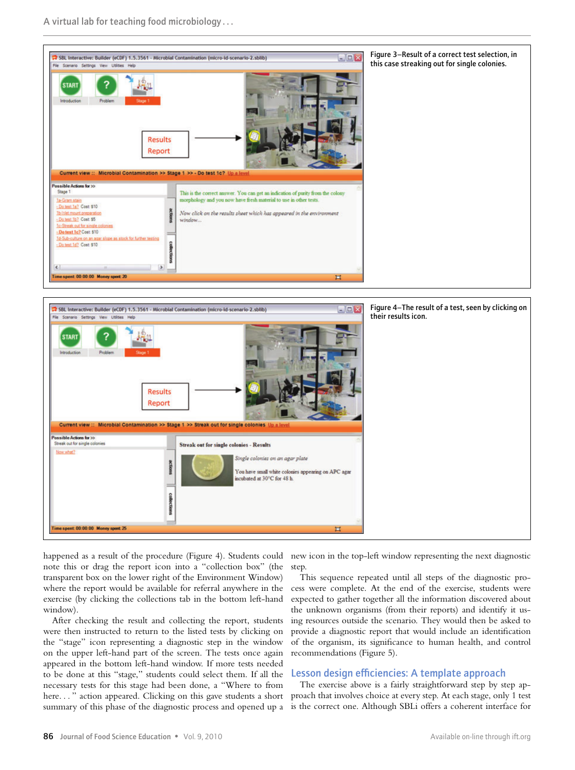Figure 3–Result of a correct test selection, in this case streaking out for single colonies.

Figure 4–The result of a test, seen by clicking on their results icon.

happened as a result of the procedure (Figure 4). Students could note this or drag the report icon into a "collection box" (the transparent box on the lower right-hand of the Environment Window) where the report would be available for referral anywhere in the exercise (by clicking the collections tab in the bottom left-hand window).

After checking the result and collecting the report, students were then instructed to return to the listed tests by clicking on the "stage" icon representing a diagnostic step in the window on the upper left-hand part of the screen. The tests once again appeared in the bottom left-hand window. If more tests needed to be done at this "stage," students could select them. If all the necessary tests for this stage had been done, a "Where to from here. . . " action appeared. Clicking on this gave students a short summary of this phase of the diagnostic process and opened up a new icon in the top-left window representing the next diagnostic step.

This sequence repeated until all steps of the diagnostic process were complete. At the end of the exercise, students were expected to gather together all the information discovered about the unknown organisms (from their reports) and identify it using resources outside the scenario. They would then be asked to provide a diagnostic report that would include an identification of the organism, its significance to human health, and control recommendations (Figure 5).

## Lesson design efficiencies: A template approach

The exercise above is a fairly straightforward step by step approach that involves choice at every step. At each stage, only 1 test is the correct one. Although SBLi offers a coherent interface for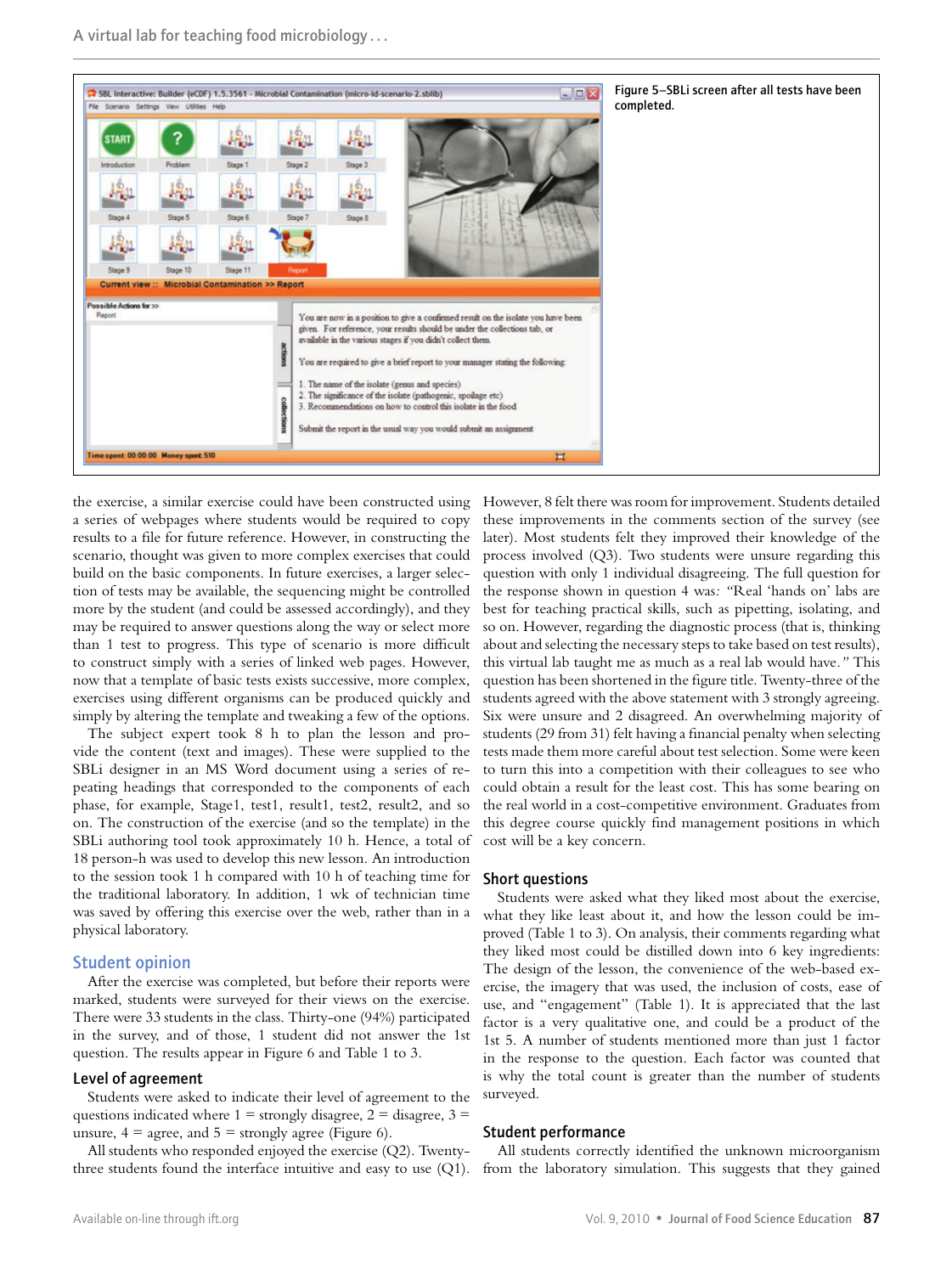Figure 5–SBLi screen after all tests have been completed.

the exercise, a similar exercise could have been constructed using a series of webpages where students would be required to copy results to a file for future reference. However, in constructing the scenario, thought was given to more complex exercises that could build on the basic components. In future exercises, a larger selection of tests may be available, the sequencing might be controlled more by the student (and could be assessed accordingly), and they may be required to answer questions along the way or select more than 1 test to progress. This type of scenario is more difficult to construct simply with a series of linked web pages. However, now that a template of basic tests exists successive, more complex, exercises using different organisms can be produced quickly and simply by altering the template and tweaking a few of the options.

The subject expert took 8 h to plan the lesson and provide the content (text and images). These were supplied to the SBLi designer in an MS Word document using a series of repeating headings that corresponded to the components of each phase, for example, Stage1, test1, result1, test2, result2, and so on. The construction of the exercise (and so the template) in the SBLi authoring tool took approximately 10 h. Hence, a total of 18 person-h was used to develop this new lesson. An introduction to the session took 1 h compared with 10 h of teaching time for the traditional laboratory. In addition, 1 wk of technician time was saved by offering this exercise over the web, rather than in a physical laboratory.

## Student opinion

After the exercise was completed, but before their reports were marked, students were surveyed for their views on the exercise. There were 33 students in the class. Thirty-one (94%) participated in the survey, and of those, 1 student did not answer the 1st question. The results appear in Figure 6 and Table 1 to 3.

### Level of agreement

Students were asked to indicate their level of agreement to the questions indicated where 1 = strongly disagree, 2 = disagree, 3 = unsure, 4 = agree, and 5 = strongly agree (Figure 6).

All students who responded enjoyed the exercise (Q2). Twenty-three students found the interface intuitive and easy to use (Q1). However, 8 felt there was room for improvement. Students detailed these improvements in the comments section of the survey (see later). Most students felt they improved their knowledge of the process involved (Q3). Two students were unsure regarding this question with only 1 individual disagreeing. The full question for the response shown in question 4 was*: "*Real 'hands on' labs are best for teaching practical skills, such as pipetting, isolating, and so on. However, regarding the diagnostic process (that is, thinking about and selecting the necessary steps to take based on test results), this virtual lab taught me as much as a real lab would have.*"* This question has been shortened in the figure title. Twenty-three of the students agreed with the above statement with 3 strongly agreeing. Six were unsure and 2 disagreed. An overwhelming majority of students (29 from 31) felt having a financial penalty when selecting tests made them more careful about test selection. Some were keen to turn this into a competition with their colleagues to see who could obtain a result for the least cost. This has some bearing on the real world in a cost-competitive environment. Graduates from this degree course quickly find management positions in which cost will be a key concern.

### Short questions

Students were asked what they liked most about the exercise, what they like least about it, and how the lesson could be improved (Table 1 to 3). On analysis, their comments regarding what they liked most could be distilled down into 6 key ingredients: The design of the lesson, the convenience of the web-based exercise, the imagery that was used, the inclusion of costs, ease of use, and "engagement" (Table 1). It is appreciated that the last factor is a very qualitative one, and could be a product of the 1st 5. A number of students mentioned more than just 1 factor in the response to the question. Each factor was counted that is why the total count is greater than the number of students surveyed.

### Student performance

All students correctly identified the unknown microorganism from the laboratory simulation. This suggests that they gained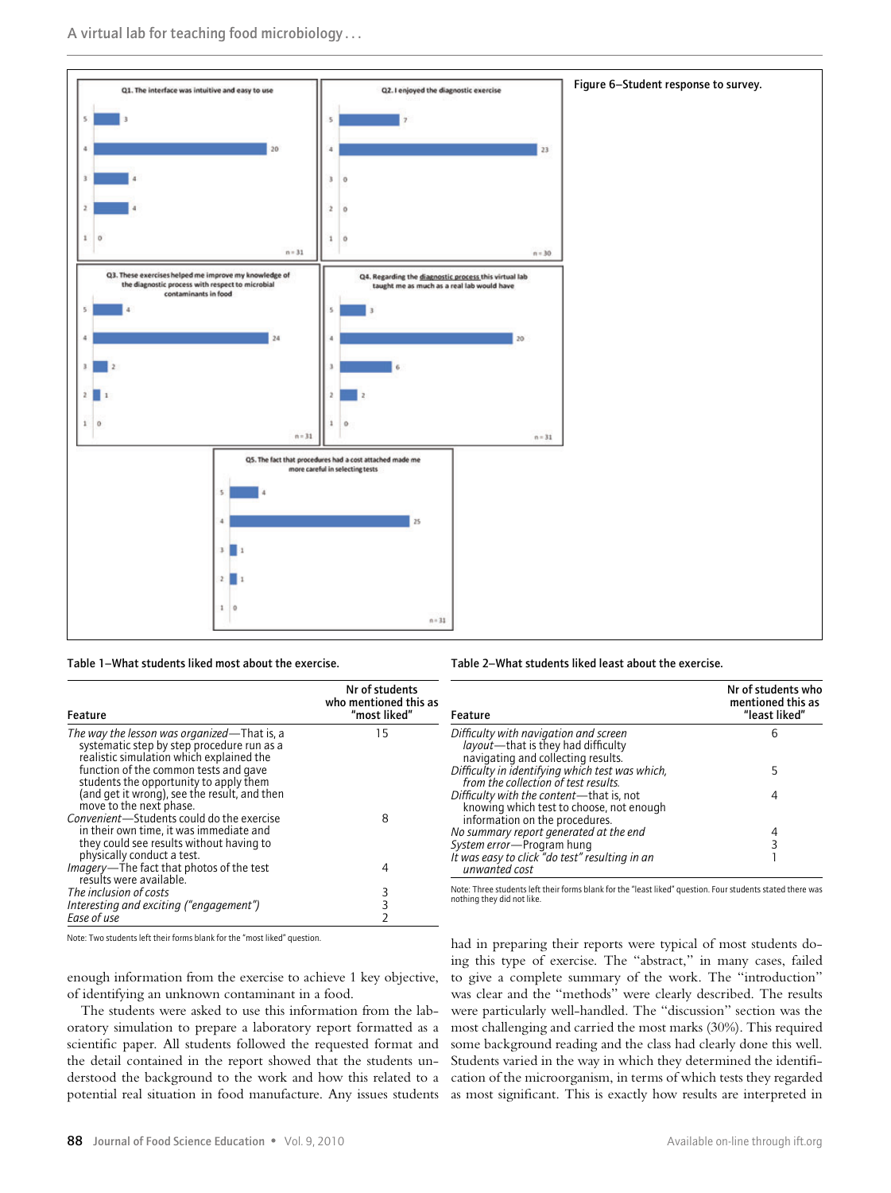Figure 6–Student response to survey.

Table 1–What students liked most about the exercise.

| Feature | Nr of students who mentioned this as "most liked" |
|---|---|
| *The way the lesson was organized*—That is, a systematic step by step procedure run as a realistic simulation which explained the function of the common tests and gave students the opportunity to apply them (and get it wrong), see the result, and then move to the next phase. | 15 |
| *Convenient*—Students could do the exercise in their own time, it was immediate and they could see results without having to physically conduct a test. | 8 |
| *Imagery*—The fact that photos of the test results were available. | 4 |
| *The inclusion of costs* | 3 |
| *Interesting and exciting ("engagement")* | 3 |
| *Ease of use* | 2 |

Note: Two students left their forms blank for the "most liked" question.

Table 2–What students liked least about the exercise.

| Feature | Nr of students who mentioned this as "least liked" |
|---|---|
| *Difficulty with navigation and screen layout*—that is they had difficulty navigating and collecting results. | 6 |
| *Difficulty in identifying which test was which, from the collection of test results.* | 5 |
| *Difficulty with the content*—that is, not knowing which test to choose, not enough information on the procedures. | 4 |
| *No summary report generated at the end* | 4 |
| *System error*—Program hung | 3 |
| *It was easy to click "do test" resulting in an unwanted cost* | 1 |

Note: Three students left their forms blank for the "least liked" question. Four students stated there was nothing they did not like.

enough information from the exercise to achieve 1 key objective, of identifying an unknown contaminant in a food.

The students were asked to use this information from the laboratory simulation to prepare a laboratory report formatted as a scientific paper. All students followed the requested format and the detail contained in the report showed that the students understood the background to the work and how this related to a potential real situation in food manufacture. Any issues students had in preparing their reports were typical of most students doing this type of exercise. The "abstract," in many cases, failed to give a complete summary of the work. The "introduction" was clear and the "methods" were clearly described. The results were particularly well-handled. The "discussion" section was the most challenging and carried the most marks (30%). This required some background reading and the class had clearly done this well. Students varied in the way in which they determined the identification of the microorganism, in terms of which tests they regarded as most significant. This is exactly how results are interpreted in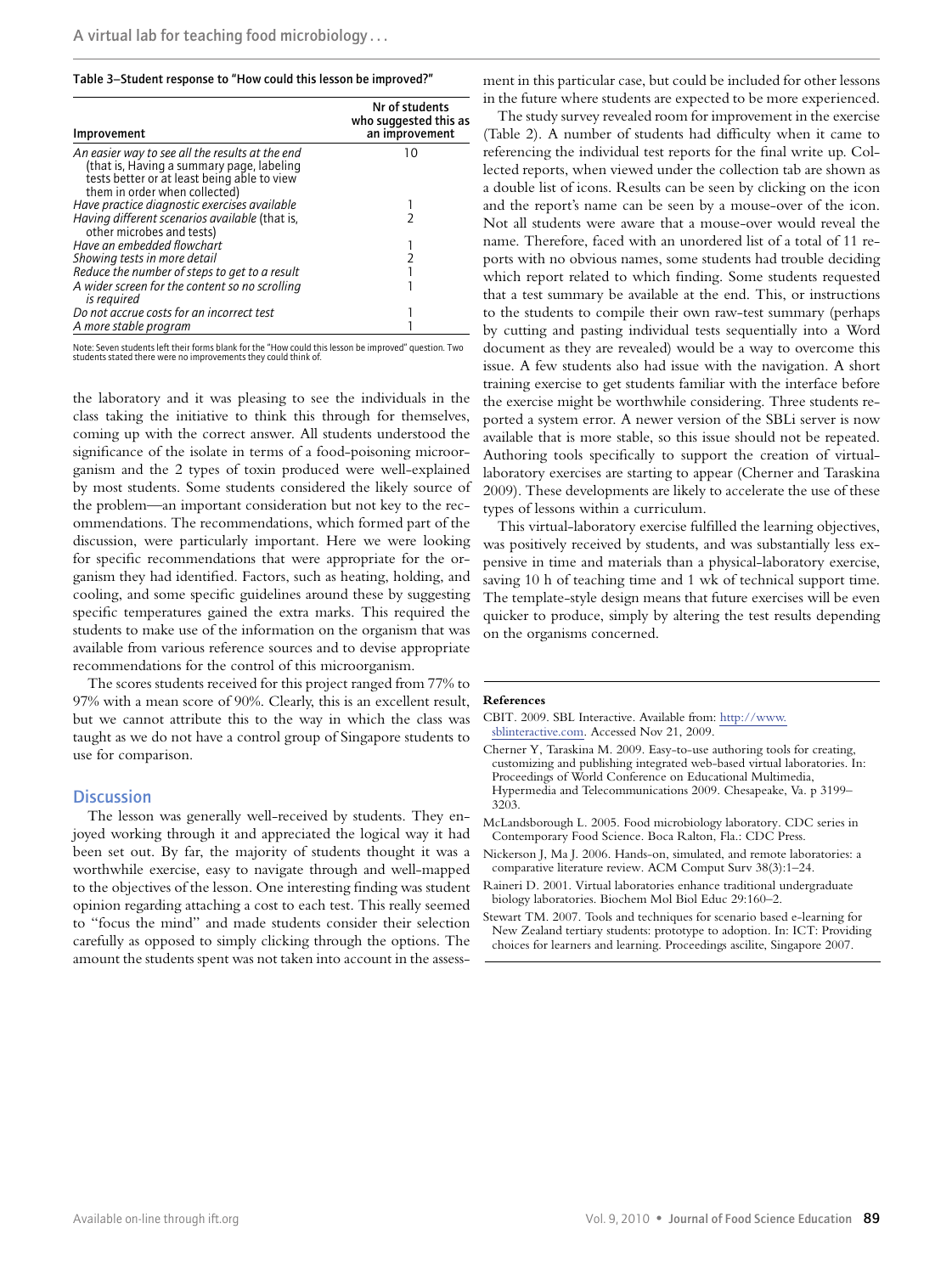**Table 3–Student response to "How could this lesson be improved?"**

| Improvement | Nr of students who suggested this as an improvement |
|---|---|
| *An easier way to see all the results at the end* (that is, Having a summary page, labeling tests better or at least being able to view them in order when collected) | 10 |
| *Have practice diagnostic exercises available* | 1 |
| *Having different scenarios available* (that is, other microbes and tests) | 2 |
| *Have an embedded flowchart* | 1 |
| *Showing tests in more detail* | 2 |
| *Reduce the number of steps to get to a result* | 1 |
| *A wider screen for the content so no scrolling is required* | 1 |
| *Do not accrue costs for an incorrect test* | 1 |
| *A more stable program* | 1 |

Note: Seven students left their forms blank for the "How could this lesson be improved" question. Two students stated there were no improvements they could think of.

the laboratory and it was pleasing to see the individuals in the class taking the initiative to think this through for themselves, coming up with the correct answer. All students understood the significance of the isolate in terms of a food-poisoning microorganism and the 2 types of toxin produced were well-explained by most students. Some students considered the likely source of the problem—an important consideration but not key to the recommendations. The recommendations, which formed part of the discussion, were particularly important. Here we were looking for specific recommendations that were appropriate for the organism they had identified. Factors, such as heating, holding, and cooling, and some specific guidelines around these by suggesting specific temperatures gained the extra marks. This required the students to make use of the information on the organism that was available from various reference sources and to devise appropriate recommendations for the control of this microorganism.

The scores students received for this project ranged from 77% to 97% with a mean score of 90%. Clearly, this is an excellent result, but we cannot attribute this to the way in which the class was taught as we do not have a control group of Singapore students to use for comparison.

## Discussion

The lesson was generally well-received by students. They enjoyed working through it and appreciated the logical way it had been set out. By far, the majority of students thought it was a worthwhile exercise, easy to navigate through and well-mapped to the objectives of the lesson. One interesting finding was student opinion regarding attaching a cost to each test. This really seemed to "focus the mind" and made students consider their selection carefully as opposed to simply clicking through the options. The amount the students spent was not taken into account in the assessment in this particular case, but could be included for other lessons in the future where students are expected to be more experienced.

The study survey revealed room for improvement in the exercise (Table 2). A number of students had difficulty when it came to referencing the individual test reports for the final write up. Collected reports, when viewed under the collection tab are shown as a double list of icons. Results can be seen by clicking on the icon and the report's name can be seen by a mouse-over of the icon. Not all students were aware that a mouse-over would reveal the name. Therefore, faced with an unordered list of a total of 11 reports with no obvious names, some students had trouble deciding which report related to which finding. Some students requested that a test summary be available at the end. This, or instructions to the students to compile their own raw-test summary (perhaps by cutting and pasting individual tests sequentially into a Word document as they are revealed) would be a way to overcome this issue. A few students also had issue with the navigation. A short training exercise to get students familiar with the interface before the exercise might be worthwhile considering. Three students reported a system error. A newer version of the SBLi server is now available that is more stable, so this issue should not be repeated. Authoring tools specifically to support the creation of virtual-laboratory exercises are starting to appear (Cherner and Taraskina 2009). These developments are likely to accelerate the use of these types of lessons within a curriculum.

This virtual-laboratory exercise fulfilled the learning objectives, was positively received by students, and was substantially less expensive in time and materials than a physical-laboratory exercise, saving 10 h of teaching time and 1 wk of technical support time. The template-style design means that future exercises will be even quicker to produce, simply by altering the test results depending on the organisms concerned.

### References

CBIT. 2009. SBL Interactive. Available from: http://www.sblinteractive.com. Accessed Nov 21, 2009.

Cherner Y, Taraskina M. 2009. Easy-to-use authoring tools for creating, customizing and publishing integrated web-based virtual laboratories. In: Proceedings of World Conference on Educational Multimedia, Hypermedia and Telecommunications 2009. Chesapeake, Va. p 3199–3203.

McLandsborough L. 2005. Food microbiology laboratory. CDC series in Contemporary Food Science. Boca Ralton, Fla.: CDC Press.

Nickerson J, Ma J. 2006. Hands-on, simulated, and remote laboratories: a comparative literature review. ACM Comput Surv 38(3):1–24.

Raineri D. 2001. Virtual laboratories enhance traditional undergraduate biology laboratories. Biochem Mol Biol Educ 29:160–2.

Stewart TM. 2007. Tools and techniques for scenario based e-learning for New Zealand tertiary students: prototype to adoption. In: ICT: Providing choices for learners and learning. Proceedings ascilite, Singapore 2007.